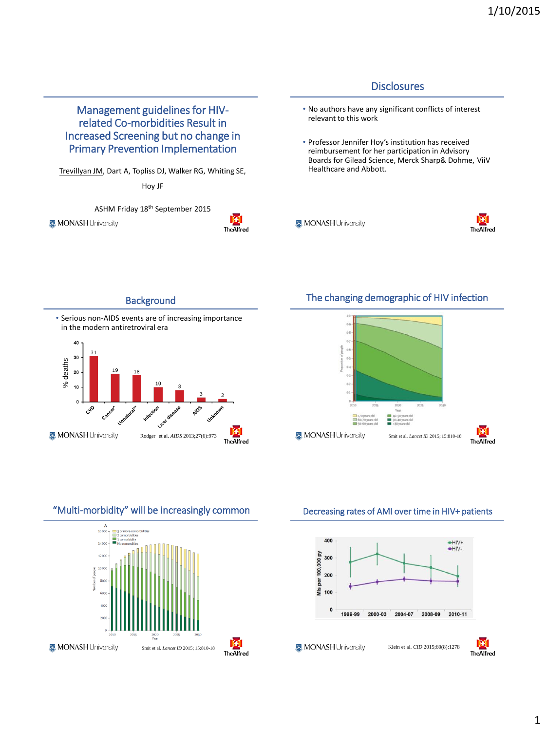## Management guidelines for HIV-related Co-morbidities Result in Increased Screening but no change in Primary Prevention Implementation

Trevillyan JM, Dart A, Topliss DJ, Walker RG, Whiting SE, Hoy JF

ASHM Friday 18th September 2015

MONASH University | TheAlfred

## Disclosures

- No authors have any significant conflicts of interest relevant to this work
- Professor Jennifer Hoy's institution has received reimbursement for her participation in Advisory Boards for Gilead Science, Merck Sharp& Dohme, ViiV Healthcare and Abbott.

MONASH University | TheAlfred

## Background

- Serious non-AIDS events are of increasing importance in the modern antiretroviral era

| Cause | % deaths |
|---|---|
| CVD | 31 |
| Cancer* | 19 |
| Unnatural** | 18 |
| Infection | 10 |
| Liver disease | 8 |
| AIDS | 3 |
| Unknown | 2 |

Rodger et al. *AIDS* 2013;27(6):973

MONASH University | TheAlfred

## The changing demographic of HIV infection

Smit et al. *Lancet ID* 2015; 15:810-18

MONASH University | TheAlfred

## "Multi-morbidity" will be increasingly common

Smit et al. *Lancet ID* 2015; 15:810-18

MONASH University | TheAlfred

## Decreasing rates of AMI over time in HIV+ patients

Klein et al. *CID* 2015;60(8):1278

MONASH University | TheAlfred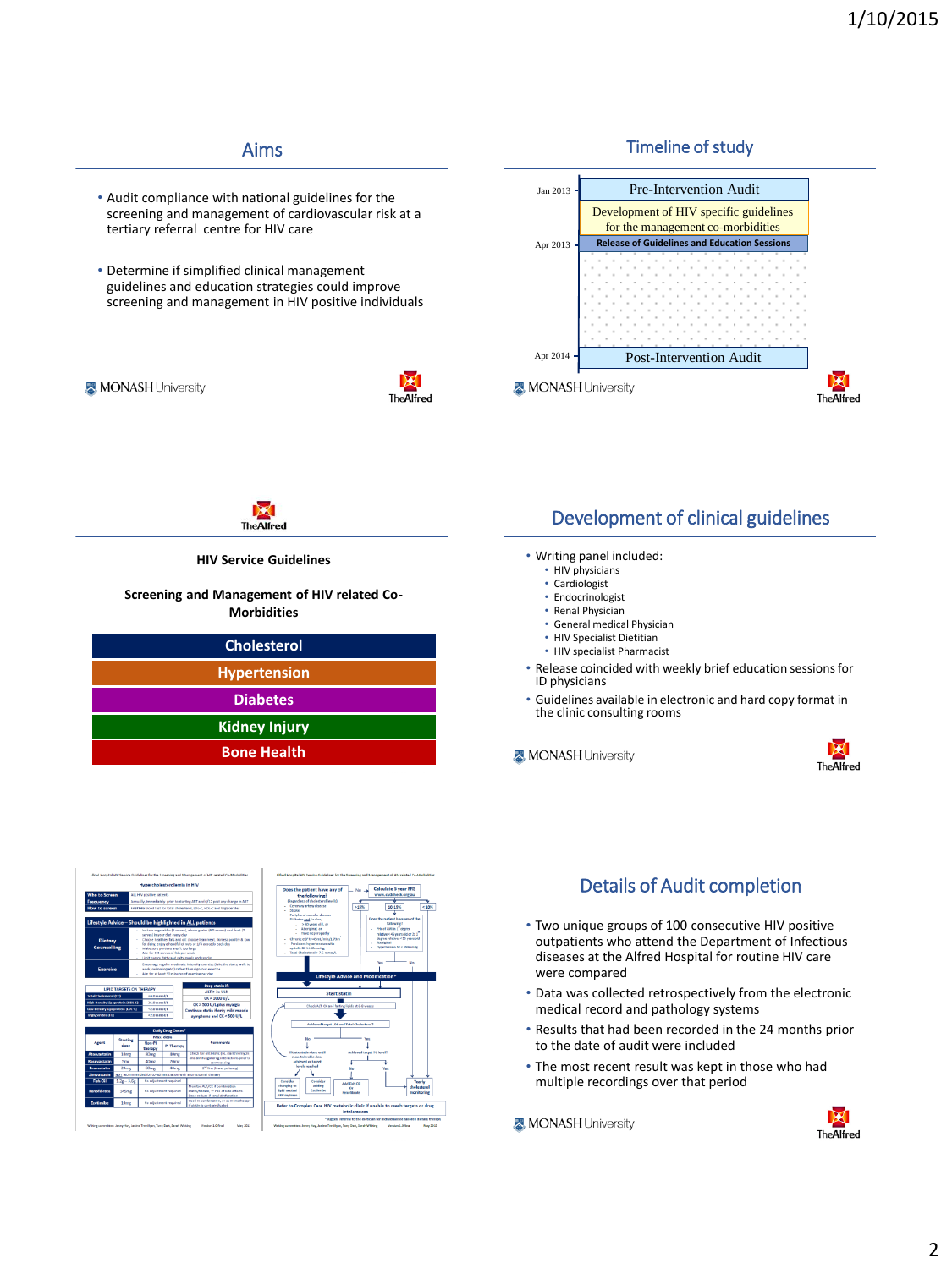## Aims

- Audit compliance with national guidelines for the screening and management of cardiovascular risk at a tertiary referral centre for HIV care
- Determine if simplified clinical management guidelines and education strategies could improve screening and management in HIV positive individuals

MONASH University

TheAlfred

## Timeline of study

| | |
|---|---|
| Jan 2013 | Pre-Intervention Audit |
| | Development of HIV specific guidelines for the management co-morbidities |
| Apr 2013 | Release of Guidelines and Education Sessions |
| Apr 2014 | Post-Intervention Audit |

MONASH University

TheAlfred

TheAlfred

**HIV Service Guidelines**

**Screening and Management of HIV related Co-Morbidities**

- Cholesterol
- Hypertension
- Diabetes
- Kidney Injury
- Bone Health

## Development of clinical guidelines

- Writing panel included:
  - HIV physicians
  - Cardiologist
  - Endocrinologist
  - Renal Physician
  - General medical Physician
  - HIV Specialist Dietitian
  - HIV specialist Pharmacist
- Release coincided with weekly brief education sessions for ID physicians
- Guidelines available in electronic and hard copy format in the clinic consulting rooms

MONASH University

TheAlfred

## Details of Audit completion

- Two unique groups of 100 consecutive HIV positive outpatients who attend the Department of Infectious diseases at the Alfred Hospital for routine HIV care were compared
- Data was collected retrospectively from the electronic medical record and pathology systems
- Results that had been recorded in the 24 months prior to the date of audit were included
- The most recent result was kept in those who had multiple recordings over that period

MONASH University

TheAlfred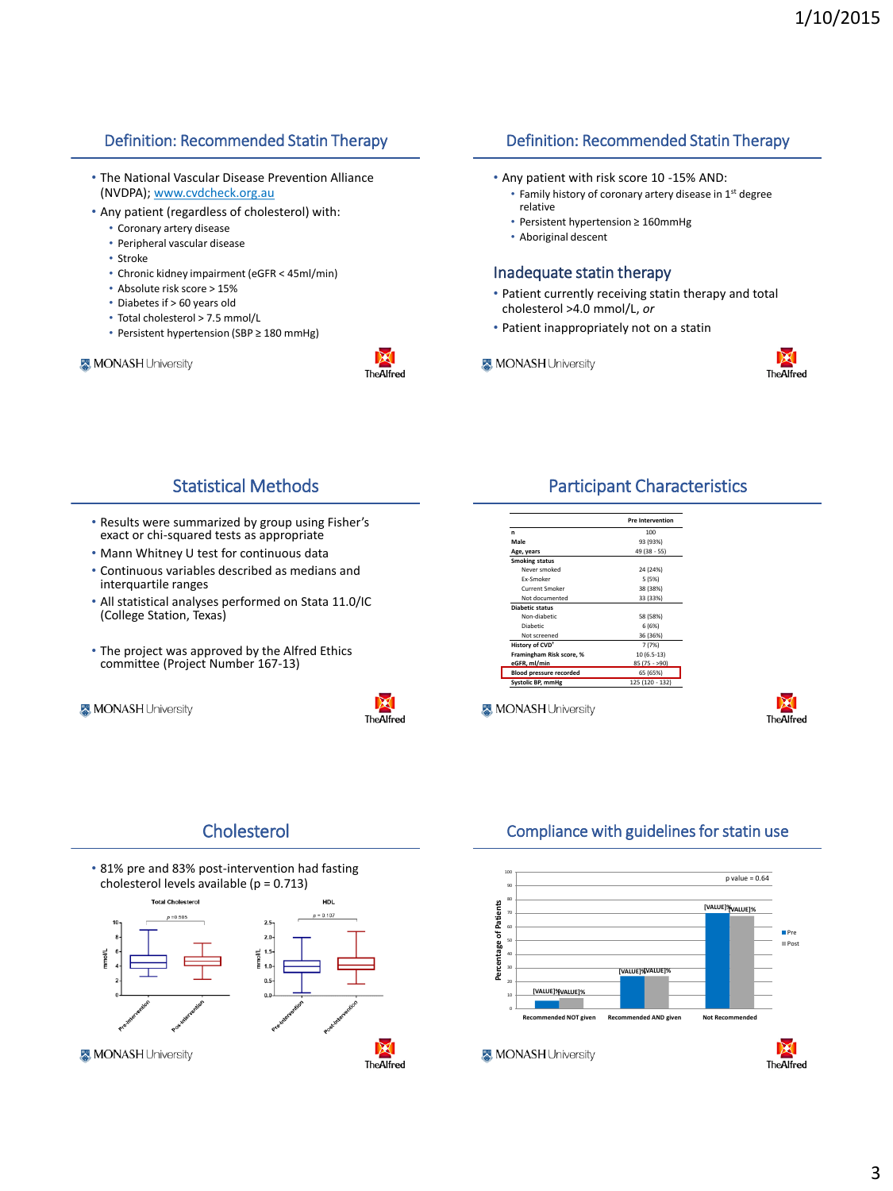## Definition: Recommended Statin Therapy

- The National Vascular Disease Prevention Alliance (NVDPA); www.cvdcheck.org.au
- Any patient (regardless of cholesterol) with:
  - Coronary artery disease
  - Peripheral vascular disease
  - Stroke
  - Chronic kidney impairment (eGFR < 45ml/min)
  - Absolute risk score > 15%
  - Diabetes if > 60 years old
  - Total cholesterol > 7.5 mmol/L
  - Persistent hypertension (SBP ≥ 180 mmHg)

## Definition: Recommended Statin Therapy

- Any patient with risk score 10 -15% AND:
  - Family history of coronary artery disease in 1st degree relative
  - Persistent hypertension ≥ 160mmHg
  - Aboriginal descent

### Inadequate statin therapy

- Patient currently receiving statin therapy and total cholesterol >4.0 mmol/L, *or*
- Patient inappropriately not on a statin

## Statistical Methods

- Results were summarized by group using Fisher's exact or chi-squared tests as appropriate
- Mann Whitney U test for continuous data
- Continuous variables described as medians and interquartile ranges
- All statistical analyses performed on Stata 11.0/IC (College Station, Texas)
- The project was approved by the Alfred Ethics committee (Project Number 167-13)

## Participant Characteristics

| | Pre Intervention |
|---|---|
| n | 100 |
| Male | 93 (93%) |
| Age, years | 49 (38 - 55) |
| Smoking status | |
| Never smoked | 24 (24%) |
| Ex-Smoker | 5 (5%) |
| Current Smoker | 38 (38%) |
| Not documented | 33 (33%) |
| Diabetic status | |
| Non-diabetic | 58 (58%) |
| Diabetic | 6 (6%) |
| Not screened | 36 (36%) |
| History of CVD[†] | 7 (7%) |
| Framingham Risk score, % | 10 (6.5-13) |
| eGFR, ml/min | 85 (75 - >90) |
| Blood pressure recorded | 65 (65%) |
| Systolic BP, mmHg | 125 (120 - 132) |

## Cholesterol

- 81% pre and 83% post-intervention had fasting cholesterol levels available (p = 0.713)

Total Cholesterol ($p = 0.505$) — HDL ($p = 0.107$)

## Compliance with guidelines for statin use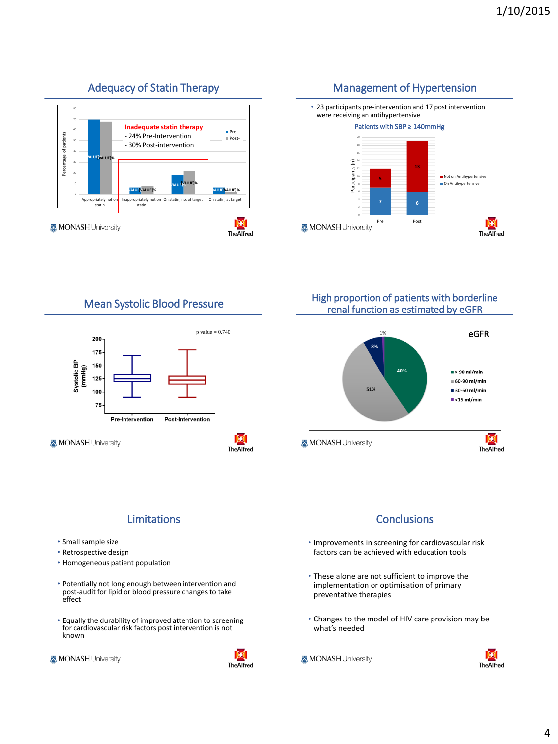## Adequacy of Statin Therapy

Inadequate statin therapy
- 24% Pre-Intervention
- 30% Post-intervention

## Management of Hypertension

- 23 participants pre-intervention and 17 post intervention were receiving an antihypertensive

Patients with SBP ≥ 140mmHg

| | Not on Antihypertensive | On Antihypertensive |
|---|---|---|
| Pre | 5 | 7 |
| Post | 13 | 6 |

## Mean Systolic Blood Pressure

p value = 0.740

## High proportion of patients with borderline renal function as estimated by eGFR

eGFR

| eGFR | % |
|---|---|
| > 90 ml/min | 40% |
| 60-90 ml/min | 51% |
| 30-60 ml/min | 8% |
| <15 ml/min | 1% |

## Limitations

- Small sample size
- Retrospective design
- Homogeneous patient population
- Potentially not long enough between intervention and post-audit for lipid or blood pressure changes to take effect
- Equally the durability of improved attention to screening for cardiovascular risk factors post intervention is not known

## Conclusions

- Improvements in screening for cardiovascular risk factors can be achieved with education tools
- These alone are not sufficient to improve the implementation or optimisation of primary preventative therapies
- Changes to the model of HIV care provision may be what's needed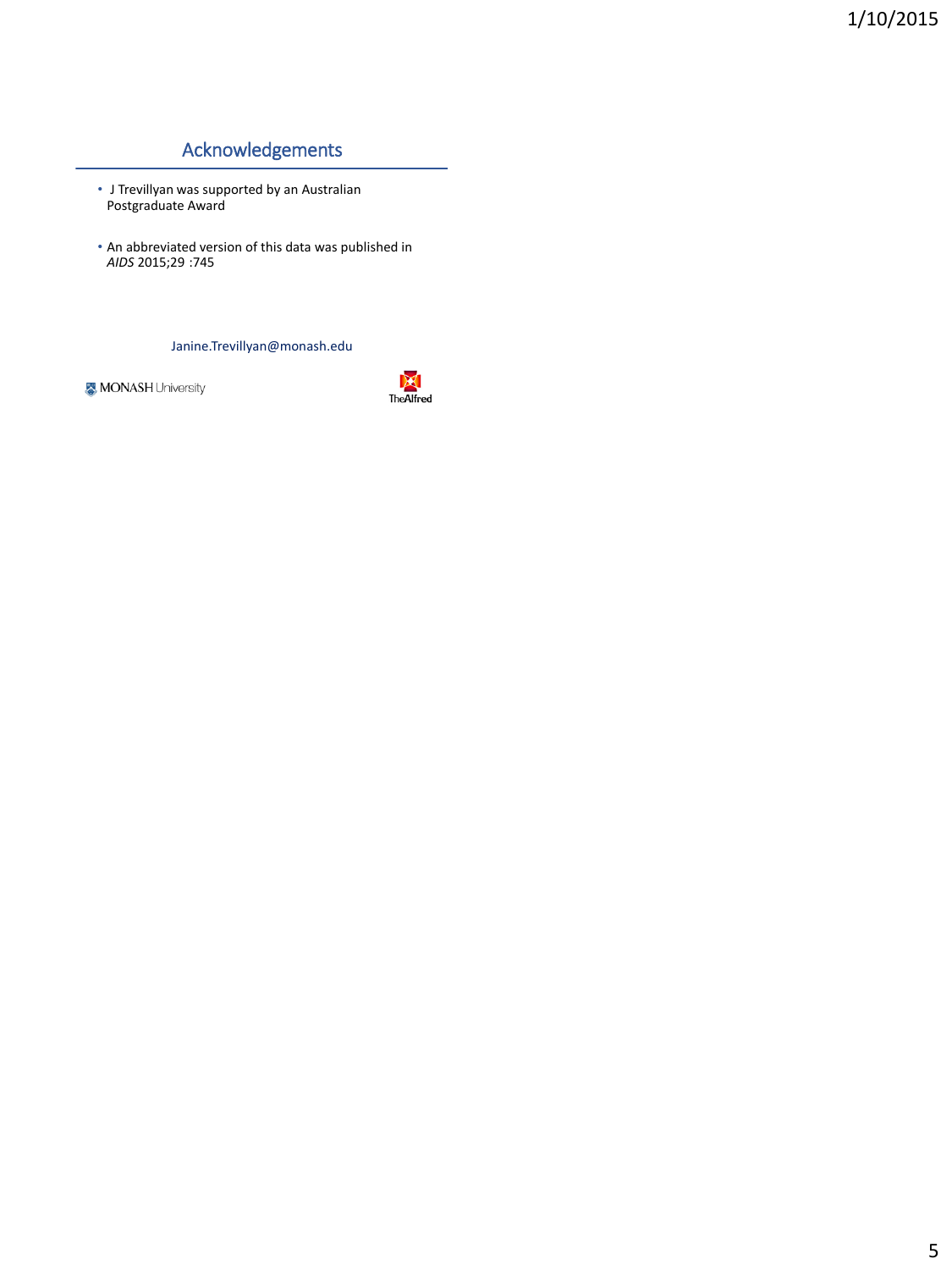## Acknowledgements

- J Trevillyan was supported by an Australian Postgraduate Award
- An abbreviated version of this data was published in *AIDS* 2015;29 :745

Janine.Trevillyan@monash.edu

MONASH University

TheAlfred